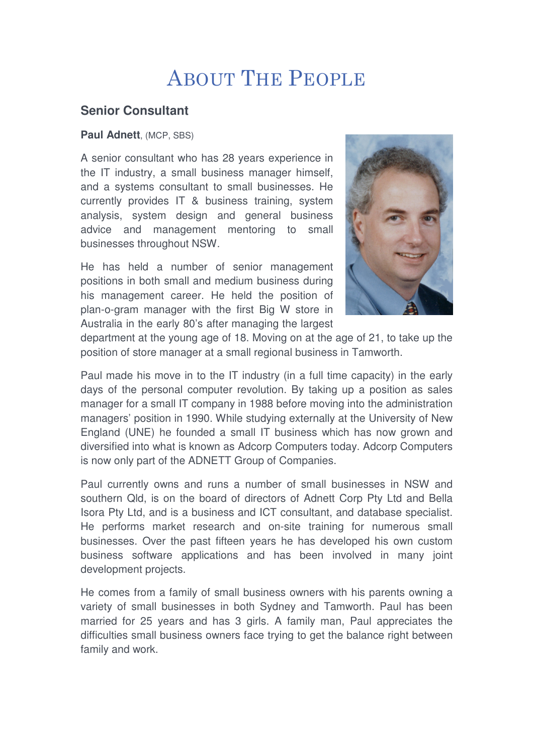# About The People

## Senior Consultant

**Paul Adnett**, (MCP, SBS)

A senior consultant who has 28 years experience in the IT industry, a small business manager himself, and a systems consultant to small businesses. He currently provides IT & business training, system analysis, system design and general business advice and management mentoring to small businesses throughout NSW.

He has held a number of senior management positions in both small and medium business during his management career. He held the position of plan-o-gram manager with the first Big W store in Australia in the early 80's after managing the largest department at the young age of 18. Moving on at the age of 21, to take up the position of store manager at a small regional business in Tamworth.

Paul made his move in to the IT industry (in a full time capacity) in the early days of the personal computer revolution. By taking up a position as sales manager for a small IT company in 1988 before moving into the administration managers' position in 1990. While studying externally at the University of New England (UNE) he founded a small IT business which has now grown and diversified into what is known as Adcorp Computers today. Adcorp Computers is now only part of the ADNETT Group of Companies.

Paul currently owns and runs a number of small businesses in NSW and southern Qld, is on the board of directors of Adnett Corp Pty Ltd and Bella Isora Pty Ltd, and is a business and ICT consultant, and database specialist. He performs market research and on-site training for numerous small businesses. Over the past fifteen years he has developed his own custom business software applications and has been involved in many joint development projects.

He comes from a family of small business owners with his parents owning a variety of small businesses in both Sydney and Tamworth. Paul has been married for 25 years and has 3 girls. A family man, Paul appreciates the difficulties small business owners face trying to get the balance right between family and work.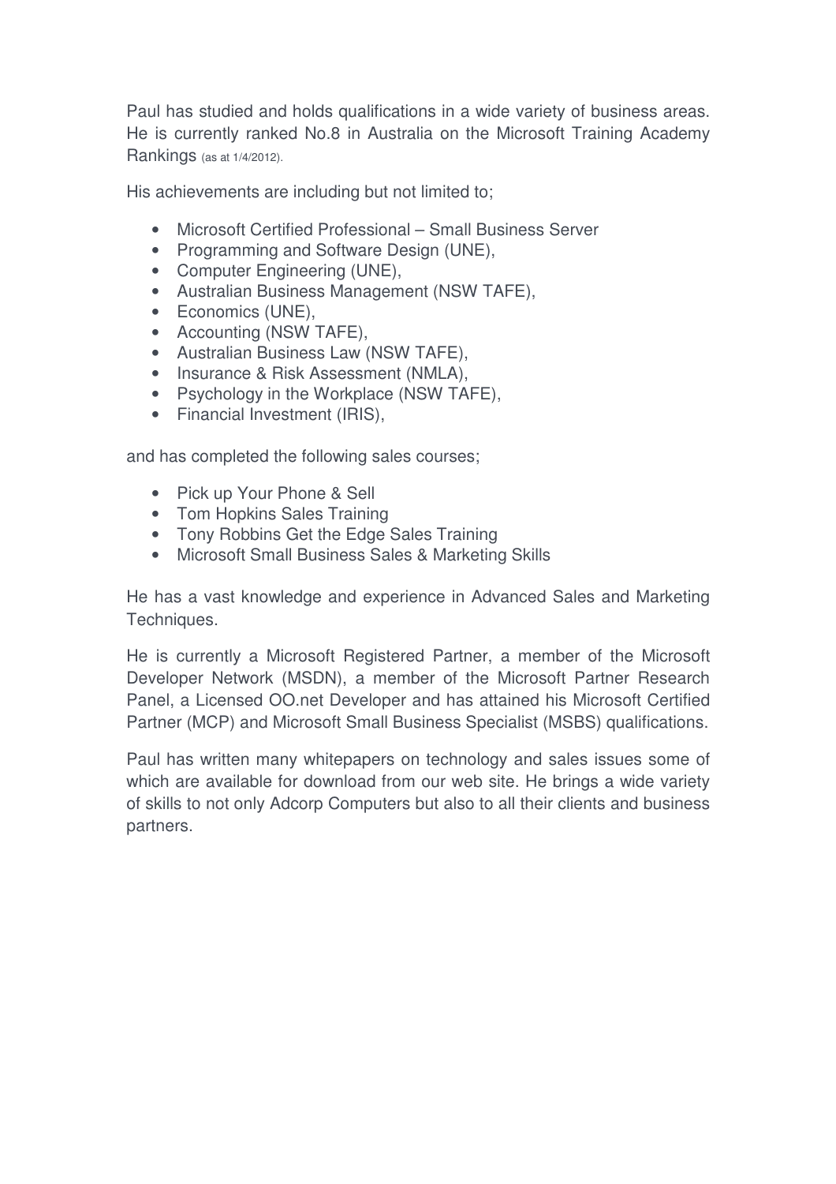Paul has studied and holds qualifications in a wide variety of business areas. He is currently ranked No.8 in Australia on the Microsoft Training Academy Rankings (as at 1/4/2012).

His achievements are including but not limited to;

- Microsoft Certified Professional – Small Business Server
- Programming and Software Design (UNE),
- Computer Engineering (UNE),
- Australian Business Management (NSW TAFE),
- Economics (UNE),
- Accounting (NSW TAFE),
- Australian Business Law (NSW TAFE),
- Insurance & Risk Assessment (NMLA),
- Psychology in the Workplace (NSW TAFE),
- Financial Investment (IRIS),

and has completed the following sales courses;

- Pick up Your Phone & Sell
- Tom Hopkins Sales Training
- Tony Robbins Get the Edge Sales Training
- Microsoft Small Business Sales & Marketing Skills

He has a vast knowledge and experience in Advanced Sales and Marketing Techniques.

He is currently a Microsoft Registered Partner, a member of the Microsoft Developer Network (MSDN), a member of the Microsoft Partner Research Panel, a Licensed OO.net Developer and has attained his Microsoft Certified Partner (MCP) and Microsoft Small Business Specialist (MSBS) qualifications.

Paul has written many whitepapers on technology and sales issues some of which are available for download from our web site. He brings a wide variety of skills to not only Adcorp Computers but also to all their clients and business partners.